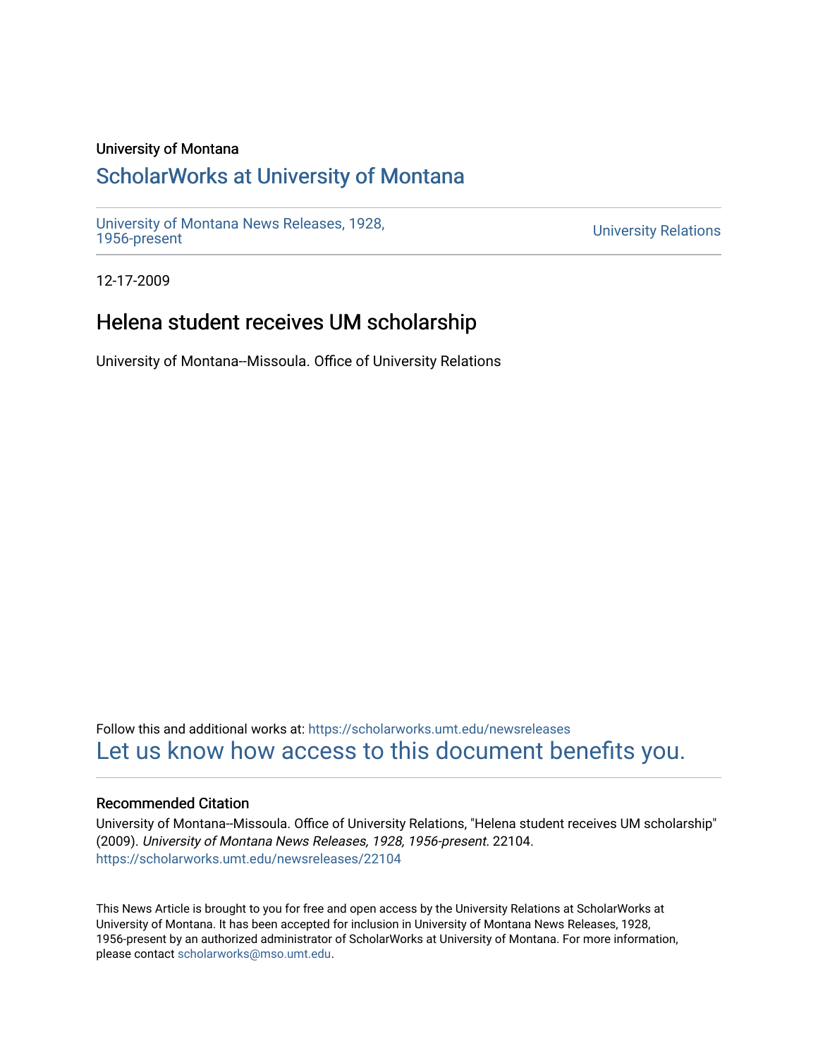University of Montana

## ScholarWorks at University of Montana

University of Montana News Releases, 1928, 1956-present

University Relations

12-17-2009

# Helena student receives UM scholarship

University of Montana--Missoula. Office of University Relations

Follow this and additional works at: https://scholarworks.umt.edu/newsreleases

Let us know how access to this document benefits you.

### Recommended Citation

University of Montana--Missoula. Office of University Relations, "Helena student receives UM scholarship" (2009). *University of Montana News Releases, 1928, 1956-present*. 22104.
https://scholarworks.umt.edu/newsreleases/22104

This News Article is brought to you for free and open access by the University Relations at ScholarWorks at University of Montana. It has been accepted for inclusion in University of Montana News Releases, 1928, 1956-present by an authorized administrator of ScholarWorks at University of Montana. For more information, please contact scholarworks@mso.umt.edu.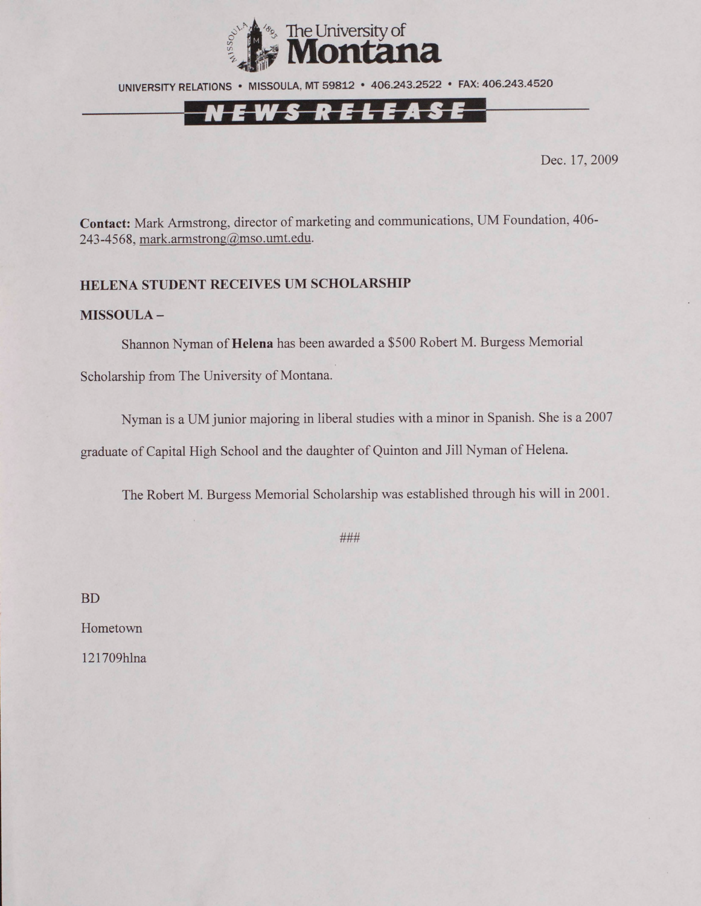The University of Montana

UNIVERSITY RELATIONS • MISSOULA, MT 59812 • 406.243.2522 • FAX: 406.243.4520

**NEWS RELEASE**

Dec. 17, 2009

**Contact:** Mark Armstrong, director of marketing and communications, UM Foundation, 406-243-4568, mark.armstrong@mso.umt.edu.

**HELENA STUDENT RECEIVES UM SCHOLARSHIP**

**MISSOULA –**

Shannon Nyman of **Helena** has been awarded a $500 Robert M. Burgess Memorial Scholarship from The University of Montana.

Nyman is a UM junior majoring in liberal studies with a minor in Spanish. She is a 2007 graduate of Capital High School and the daughter of Quinton and Jill Nyman of Helena.

The Robert M. Burgess Memorial Scholarship was established through his will in 2001.

###

BD

Hometown

121709hlna